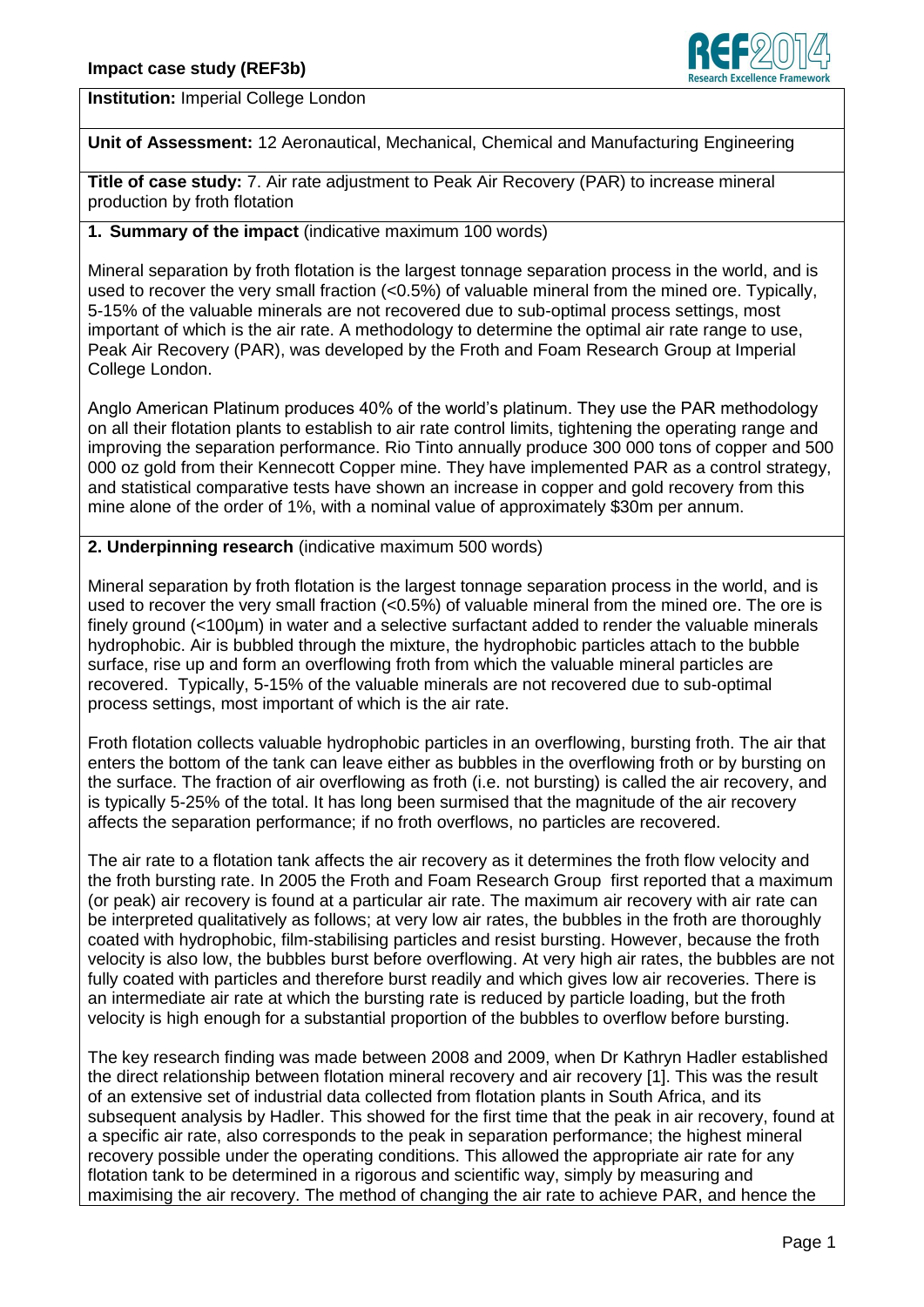**Impact case study (REF3b)**

**Institution:** Imperial College London

**Unit of Assessment:** 12 Aeronautical, Mechanical, Chemical and Manufacturing Engineering

**Title of case study:** 7. Air rate adjustment to Peak Air Recovery (PAR) to increase mineral production by froth flotation

## 1. Summary of the impact (indicative maximum 100 words)

Mineral separation by froth flotation is the largest tonnage separation process in the world, and is used to recover the very small fraction (<0.5%) of valuable mineral from the mined ore. Typically, 5-15% of the valuable minerals are not recovered due to sub-optimal process settings, most important of which is the air rate. A methodology to determine the optimal air rate range to use, Peak Air Recovery (PAR), was developed by the Froth and Foam Research Group at Imperial College London.

Anglo American Platinum produces 40% of the world's platinum. They use the PAR methodology on all their flotation plants to establish to air rate control limits, tightening the operating range and improving the separation performance. Rio Tinto annually produce 300 000 tons of copper and 500 000 oz gold from their Kennecott Copper mine. They have implemented PAR as a control strategy, and statistical comparative tests have shown an increase in copper and gold recovery from this mine alone of the order of 1%, with a nominal value of approximately $30m per annum.

## 2. Underpinning research (indicative maximum 500 words)

Mineral separation by froth flotation is the largest tonnage separation process in the world, and is used to recover the very small fraction (<0.5%) of valuable mineral from the mined ore. The ore is finely ground (<100μm) in water and a selective surfactant added to render the valuable minerals hydrophobic. Air is bubbled through the mixture, the hydrophobic particles attach to the bubble surface, rise up and form an overflowing froth from which the valuable mineral particles are recovered. Typically, 5-15% of the valuable minerals are not recovered due to sub-optimal process settings, most important of which is the air rate.

Froth flotation collects valuable hydrophobic particles in an overflowing, bursting froth. The air that enters the bottom of the tank can leave either as bubbles in the overflowing froth or by bursting on the surface. The fraction of air overflowing as froth (i.e. not bursting) is called the air recovery, and is typically 5-25% of the total. It has long been surmised that the magnitude of the air recovery affects the separation performance; if no froth overflows, no particles are recovered.

The air rate to a flotation tank affects the air recovery as it determines the froth flow velocity and the froth bursting rate. In 2005 the Froth and Foam Research Group first reported that a maximum (or peak) air recovery is found at a particular air rate. The maximum air recovery with air rate can be interpreted qualitatively as follows; at very low air rates, the bubbles in the froth are thoroughly coated with hydrophobic, film-stabilising particles and resist bursting. However, because the froth velocity is also low, the bubbles burst before overflowing. At very high air rates, the bubbles are not fully coated with particles and therefore burst readily and which gives low air recoveries. There is an intermediate air rate at which the bursting rate is reduced by particle loading, but the froth velocity is high enough for a substantial proportion of the bubbles to overflow before bursting.

The key research finding was made between 2008 and 2009, when Dr Kathryn Hadler established the direct relationship between flotation mineral recovery and air recovery [1]. This was the result of an extensive set of industrial data collected from flotation plants in South Africa, and its subsequent analysis by Hadler. This showed for the first time that the peak in air recovery, found at a specific air rate, also corresponds to the peak in separation performance; the highest mineral recovery possible under the operating conditions. This allowed the appropriate air rate for any flotation tank to be determined in a rigorous and scientific way, simply by measuring and maximising the air recovery. The method of changing the air rate to achieve PAR, and hence the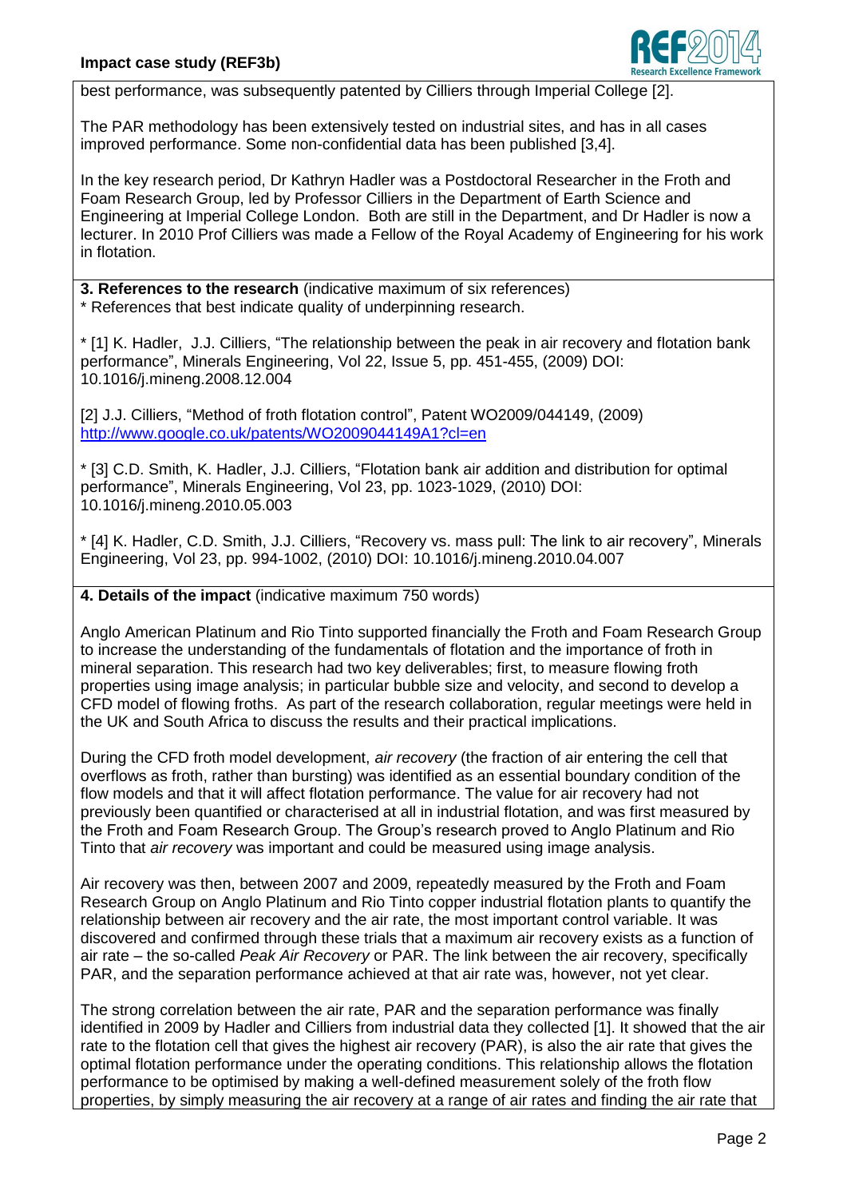best performance, was subsequently patented by Cilliers through Imperial College [2].

The PAR methodology has been extensively tested on industrial sites, and has in all cases improved performance. Some non-confidential data has been published [3,4].

In the key research period, Dr Kathryn Hadler was a Postdoctoral Researcher in the Froth and Foam Research Group, led by Professor Cilliers in the Department of Earth Science and Engineering at Imperial College London. Both are still in the Department, and Dr Hadler is now a lecturer. In 2010 Prof Cilliers was made a Fellow of the Royal Academy of Engineering for his work in flotation.

**3. References to the research** (indicative maximum of six references)
* References that best indicate quality of underpinning research.

* [1] K. Hadler, J.J. Cilliers, "The relationship between the peak in air recovery and flotation bank performance", Minerals Engineering, Vol 22, Issue 5, pp. 451-455, (2009) DOI: 10.1016/j.mineng.2008.12.004

[2] J.J. Cilliers, "Method of froth flotation control", Patent WO2009/044149, (2009) http://www.google.co.uk/patents/WO2009044149A1?cl=en

* [3] C.D. Smith, K. Hadler, J.J. Cilliers, "Flotation bank air addition and distribution for optimal performance", Minerals Engineering, Vol 23, pp. 1023-1029, (2010) DOI: 10.1016/j.mineng.2010.05.003

* [4] K. Hadler, C.D. Smith, J.J. Cilliers, "Recovery vs. mass pull: The link to air recovery", Minerals Engineering, Vol 23, pp. 994-1002, (2010) DOI: 10.1016/j.mineng.2010.04.007

**4. Details of the impact** (indicative maximum 750 words)

Anglo American Platinum and Rio Tinto supported financially the Froth and Foam Research Group to increase the understanding of the fundamentals of flotation and the importance of froth in mineral separation. This research had two key deliverables; first, to measure flowing froth properties using image analysis; in particular bubble size and velocity, and second to develop a CFD model of flowing froths. As part of the research collaboration, regular meetings were held in the UK and South Africa to discuss the results and their practical implications.

During the CFD froth model development, *air recovery* (the fraction of air entering the cell that overflows as froth, rather than bursting) was identified as an essential boundary condition of the flow models and that it will affect flotation performance. The value for air recovery had not previously been quantified or characterised at all in industrial flotation, and was first measured by the Froth and Foam Research Group. The Group's research proved to Anglo Platinum and Rio Tinto that *air recovery* was important and could be measured using image analysis.

Air recovery was then, between 2007 and 2009, repeatedly measured by the Froth and Foam Research Group on Anglo Platinum and Rio Tinto copper industrial flotation plants to quantify the relationship between air recovery and the air rate, the most important control variable. It was discovered and confirmed through these trials that a maximum air recovery exists as a function of air rate – the so-called *Peak Air Recovery* or PAR. The link between the air recovery, specifically PAR, and the separation performance achieved at that air rate was, however, not yet clear.

The strong correlation between the air rate, PAR and the separation performance was finally identified in 2009 by Hadler and Cilliers from industrial data they collected [1]. It showed that the air rate to the flotation cell that gives the highest air recovery (PAR), is also the air rate that gives the optimal flotation performance under the operating conditions. This relationship allows the flotation performance to be optimised by making a well-defined measurement solely of the froth flow properties, by simply measuring the air recovery at a range of air rates and finding the air rate that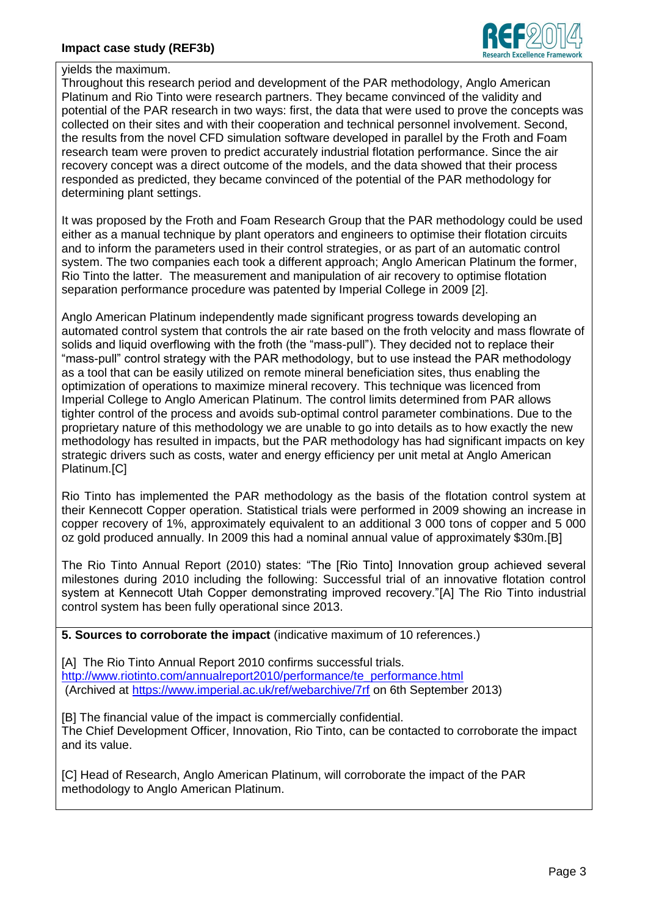yields the maximum.

Throughout this research period and development of the PAR methodology, Anglo American Platinum and Rio Tinto were research partners. They became convinced of the validity and potential of the PAR research in two ways: first, the data that were used to prove the concepts was collected on their sites and with their cooperation and technical personnel involvement. Second, the results from the novel CFD simulation software developed in parallel by the Froth and Foam research team were proven to predict accurately industrial flotation performance. Since the air recovery concept was a direct outcome of the models, and the data showed that their process responded as predicted, they became convinced of the potential of the PAR methodology for determining plant settings.

It was proposed by the Froth and Foam Research Group that the PAR methodology could be used either as a manual technique by plant operators and engineers to optimise their flotation circuits and to inform the parameters used in their control strategies, or as part of an automatic control system. The two companies each took a different approach; Anglo American Platinum the former, Rio Tinto the latter. The measurement and manipulation of air recovery to optimise flotation separation performance procedure was patented by Imperial College in 2009 [2].

Anglo American Platinum independently made significant progress towards developing an automated control system that controls the air rate based on the froth velocity and mass flowrate of solids and liquid overflowing with the froth (the "mass-pull"). They decided not to replace their "mass-pull" control strategy with the PAR methodology, but to use instead the PAR methodology as a tool that can be easily utilized on remote mineral beneficiation sites, thus enabling the optimization of operations to maximize mineral recovery. This technique was licenced from Imperial College to Anglo American Platinum. The control limits determined from PAR allows tighter control of the process and avoids sub-optimal control parameter combinations. Due to the proprietary nature of this methodology we are unable to go into details as to how exactly the new methodology has resulted in impacts, but the PAR methodology has had significant impacts on key strategic drivers such as costs, water and energy efficiency per unit metal at Anglo American Platinum.[C]

Rio Tinto has implemented the PAR methodology as the basis of the flotation control system at their Kennecott Copper operation. Statistical trials were performed in 2009 showing an increase in copper recovery of 1%, approximately equivalent to an additional 3 000 tons of copper and 5 000 oz gold produced annually. In 2009 this had a nominal annual value of approximately $30m.[B]

The Rio Tinto Annual Report (2010) states: "The [Rio Tinto] Innovation group achieved several milestones during 2010 including the following: Successful trial of an innovative flotation control system at Kennecott Utah Copper demonstrating improved recovery."[A] The Rio Tinto industrial control system has been fully operational since 2013.

**5. Sources to corroborate the impact** (indicative maximum of 10 references.)

[A] The Rio Tinto Annual Report 2010 confirms successful trials. http://www.riotinto.com/annualreport2010/performance/te_performance.html (Archived at https://www.imperial.ac.uk/ref/webarchive/7rf on 6th September 2013)

[B] The financial value of the impact is commercially confidential.
The Chief Development Officer, Innovation, Rio Tinto, can be contacted to corroborate the impact and its value.

[C] Head of Research, Anglo American Platinum, will corroborate the impact of the PAR methodology to Anglo American Platinum.